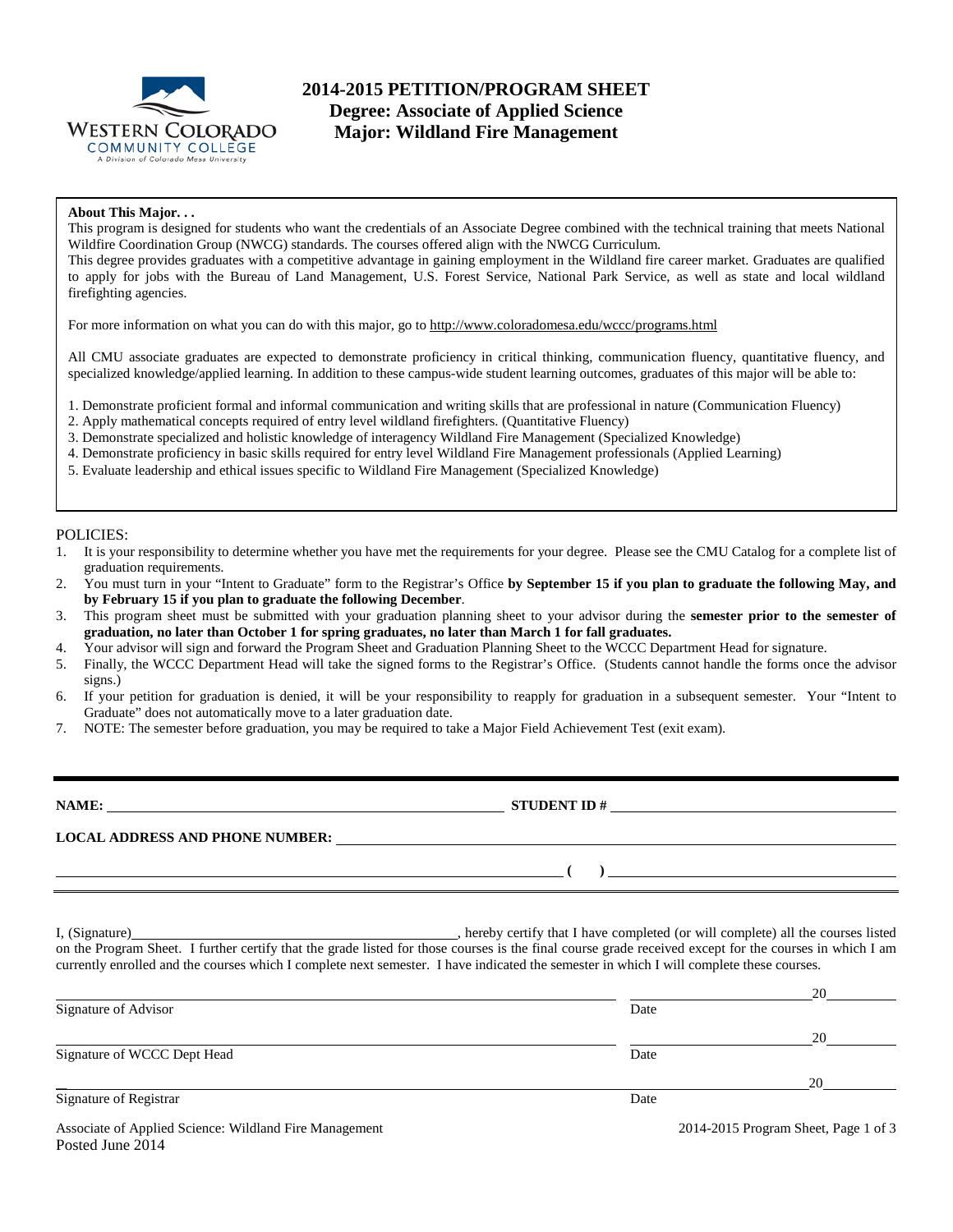# 2014-2015 PETITION/PROGRAM SHEET
## Degree: Associate of Applied Science
## Major: Wildland Fire Management

**About This Major. . .**

This program is designed for students who want the credentials of an Associate Degree combined with the technical training that meets National Wildfire Coordination Group (NWCG) standards. The courses offered align with the NWCG Curriculum.

This degree provides graduates with a competitive advantage in gaining employment in the Wildland fire career market. Graduates are qualified to apply for jobs with the Bureau of Land Management, U.S. Forest Service, National Park Service, as well as state and local wildland firefighting agencies.

For more information on what you can do with this major, go to http://www.coloradomesa.edu/wccc/programs.html

All CMU associate graduates are expected to demonstrate proficiency in critical thinking, communication fluency, quantitative fluency, and specialized knowledge/applied learning. In addition to these campus-wide student learning outcomes, graduates of this major will be able to:

1. Demonstrate proficient formal and informal communication and writing skills that are professional in nature (Communication Fluency)
2. Apply mathematical concepts required of entry level wildland firefighters. (Quantitative Fluency)
3. Demonstrate specialized and holistic knowledge of interagency Wildland Fire Management (Specialized Knowledge)
4. Demonstrate proficiency in basic skills required for entry level Wildland Fire Management professionals (Applied Learning)
5. Evaluate leadership and ethical issues specific to Wildland Fire Management (Specialized Knowledge)

POLICIES:

1. It is your responsibility to determine whether you have met the requirements for your degree. Please see the CMU Catalog for a complete list of graduation requirements.
2. You must turn in your "Intent to Graduate" form to the Registrar's Office **by September 15 if you plan to graduate the following May, and by February 15 if you plan to graduate the following December**.
3. This program sheet must be submitted with your graduation planning sheet to your advisor during the **semester prior to the semester of graduation, no later than October 1 for spring graduates, no later than March 1 for fall graduates.**
4. Your advisor will sign and forward the Program Sheet and Graduation Planning Sheet to the WCCC Department Head for signature.
5. Finally, the WCCC Department Head will take the signed forms to the Registrar's Office. (Students cannot handle the forms once the advisor signs.)
6. If your petition for graduation is denied, it will be your responsibility to reapply for graduation in a subsequent semester. Your "Intent to Graduate" does not automatically move to a later graduation date.
7. NOTE: The semester before graduation, you may be required to take a Major Field Achievement Test (exit exam).

---

**NAME:** ______________________________ **STUDENT ID #** ______________________________

**LOCAL ADDRESS AND PHONE NUMBER:** ______________________________

______________________________ **( )** ______________________________

I, (Signature)______________________________, hereby certify that I have completed (or will complete) all the courses listed on the Program Sheet. I further certify that the grade listed for those courses is the final course grade received except for the courses in which I am currently enrolled and the courses which I complete next semester. I have indicated the semester in which I will complete these courses.

______________________________ ____________20______
Signature of Advisor Date

______________________________ ____________20______
Signature of WCCC Dept Head Date

______________________________ ____________20______
Signature of Registrar Date

Associate of Applied Science: Wildland Fire Management
Posted June 2014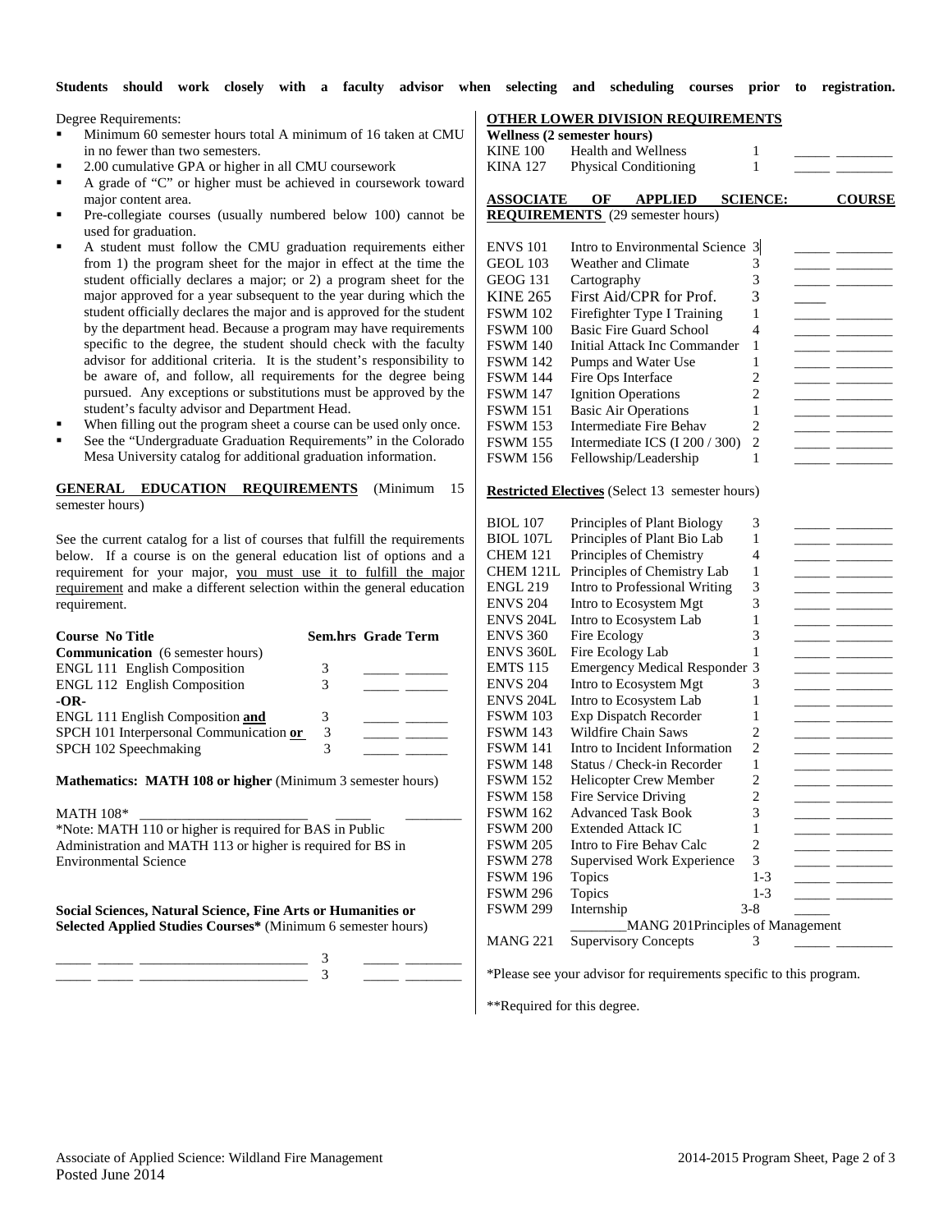**Students should work closely with a faculty advisor when selecting and scheduling courses prior to registration.**

Degree Requirements:

- Minimum 60 semester hours total A minimum of 16 taken at CMU in no fewer than two semesters.
- 2.00 cumulative GPA or higher in all CMU coursework
- A grade of "C" or higher must be achieved in coursework toward major content area.
- Pre-collegiate courses (usually numbered below 100) cannot be used for graduation.
- A student must follow the CMU graduation requirements either from 1) the program sheet for the major in effect at the time the student officially declares a major; or 2) a program sheet for the major approved for a year subsequent to the year during which the student officially declares the major and is approved for the student by the department head. Because a program may have requirements specific to the degree, the student should check with the faculty advisor for additional criteria. It is the student's responsibility to be aware of, and follow, all requirements for the degree being pursued. Any exceptions or substitutions must be approved by the student's faculty advisor and Department Head.
- When filling out the program sheet a course can be used only once.
- See the "Undergraduate Graduation Requirements" in the Colorado Mesa University catalog for additional graduation information.

**GENERAL EDUCATION REQUIREMENTS** (Minimum 15 semester hours)

See the current catalog for a list of courses that fulfill the requirements below. If a course is on the general education list of options and a requirement for your major, you must use it to fulfill the major requirement and make a different selection within the general education requirement.

| Course No Title | Sem.hrs | Grade | Term |
|---|---|---|---|
| **Communication** (6 semester hours) | | | |
| ENGL 111 English Composition | 3 | _____ | ______ |
| ENGL 112 English Composition | 3 | _____ | ______ |
| **-OR-** | | | |
| ENGL 111 English Composition **and** | 3 | _____ | ______ |
| SPCH 101 Interpersonal Communication **or** | 3 | _____ | ______ |
| SPCH 102 Speechmaking | 3 | _____ | ______ |

**Mathematics: MATH 108 or higher** (Minimum 3 semester hours)

MATH 108* ________________________ _____ ________

*Note: MATH 110 or higher is required for BAS in Public Administration and MATH 113 or higher is required for BS in Environmental Science

**Social Sciences, Natural Science, Fine Arts or Humanities or Selected Applied Studies Courses*** (Minimum 6 semester hours)

_____ _____ ________________________ 3 _____ ________
_____ _____ ________________________ 3 _____ ________

**OTHER LOWER DIVISION REQUIREMENTS**

**Wellness (2 semester hours)**

| Course | Title | Sem.hrs | Grade | Term |
|---|---|---|---|---|
| KINE 100 | Health and Wellness | 1 | _____ | ________ |
| KINA 127 | Physical Conditioning | 1 | _____ | ________ |

**ASSOCIATE OF APPLIED SCIENCE: COURSE REQUIREMENTS** (29 semester hours)

| Course | Title | Sem.hrs | Grade | Term |
|---|---|---|---|---|
| ENVS 101 | Intro to Environmental Science | 3 | _____ | ________ |
| GEOL 103 | Weather and Climate | 3 | _____ | ________ |
| GEOG 131 | Cartography | 3 | _____ | ________ |
| KINE 265 | First Aid/CPR for Prof. | 3 | _____ | |
| FSWM 102 | Firefighter Type I Training | 1 | _____ | ________ |
| FSWM 100 | Basic Fire Guard School | 4 | _____ | ________ |
| FSWM 140 | Initial Attack Inc Commander | 1 | _____ | ________ |
| FSWM 142 | Pumps and Water Use | 1 | _____ | ________ |
| FSWM 144 | Fire Ops Interface | 2 | _____ | ________ |
| FSWM 147 | Ignition Operations | 2 | _____ | ________ |
| FSWM 151 | Basic Air Operations | 1 | _____ | ________ |
| FSWM 153 | Intermediate Fire Behav | 2 | _____ | ________ |
| FSWM 155 | Intermediate ICS (I 200 / 300) | 2 | _____ | ________ |
| FSWM 156 | Fellowship/Leadership | 1 | _____ | ________ |

**Restricted Electives** (Select 13 semester hours)

| Course | Title | Sem.hrs | Grade | Term |
|---|---|---|---|---|
| BIOL 107 | Principles of Plant Biology | 3 | _____ | ________ |
| BIOL 107L | Principles of Plant Bio Lab | 1 | _____ | ________ |
| CHEM 121 | Principles of Chemistry | 4 | _____ | ________ |
| CHEM 121L | Principles of Chemistry Lab | 1 | _____ | ________ |
| ENGL 219 | Intro to Professional Writing | 3 | _____ | ________ |
| ENVS 204 | Intro to Ecosystem Mgt | 3 | _____ | ________ |
| ENVS 204L | Intro to Ecosystem Lab | 1 | _____ | ________ |
| ENVS 360 | Fire Ecology | 3 | _____ | ________ |
| ENVS 360L | Fire Ecology Lab | 1 | _____ | ________ |
| EMTS 115 | Emergency Medical Responder | 3 | _____ | ________ |
| ENVS 204 | Intro to Ecosystem Mgt | 3 | _____ | ________ |
| ENVS 204L | Intro to Ecosystem Lab | 1 | _____ | ________ |
| FSWM 103 | Exp Dispatch Recorder | 1 | _____ | ________ |
| FSWM 143 | Wildfire Chain Saws | 2 | _____ | ________ |
| FSWM 141 | Intro to Incident Information | 2 | _____ | ________ |
| FSWM 148 | Status / Check-in Recorder | 1 | _____ | ________ |
| FSWM 152 | Helicopter Crew Member | 2 | _____ | ________ |
| FSWM 158 | Fire Service Driving | 2 | _____ | ________ |
| FSWM 162 | Advanced Task Book | 3 | _____ | ________ |
| FSWM 200 | Extended Attack IC | 1 | _____ | ________ |
| FSWM 205 | Intro to Fire Behav Calc | 2 | _____ | ________ |
| FSWM 278 | Supervised Work Experience | 3 | _____ | ________ |
| FSWM 196 | Topics | 1-3 | _____ | ________ |
| FSWM 296 | Topics | 1-3 | _____ | ________ |
| FSWM 299 | Internship | 3-8 | _____ | |
| ________ | MANG 201Principles of Management | | | |
| MANG 221 | Supervisory Concepts | 3 | _____ | ________ |

*Please see your advisor for requirements specific to this program.

**Required for this degree.

Associate of Applied Science: Wildland Fire Management
Posted June 2014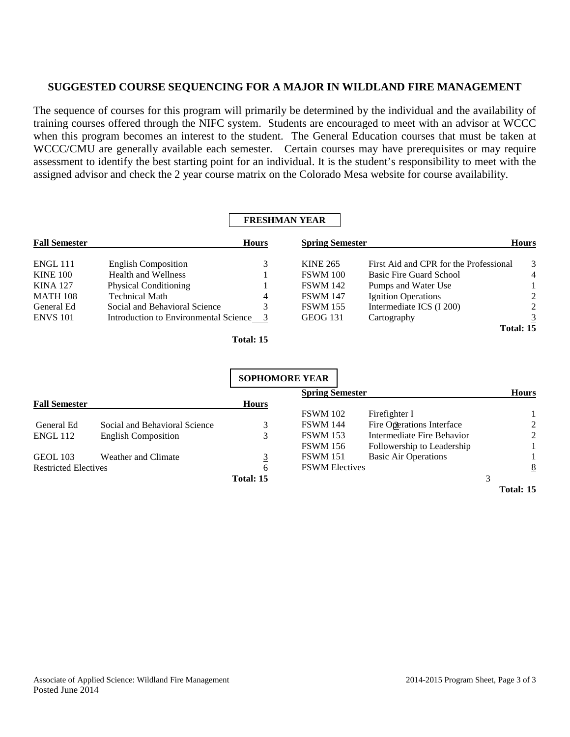## SUGGESTED COURSE SEQUENCING FOR A MAJOR IN WILDLAND FIRE MANAGEMENT

The sequence of courses for this program will primarily be determined by the individual and the availability of training courses offered through the NIFC system. Students are encouraged to meet with an advisor at WCCC when this program becomes an interest to the student. The General Education courses that must be taken at WCCC/CMU are generally available each semester. Certain courses may have prerequisites or may require assessment to identify the best starting point for an individual. It is the student's responsibility to meet with the assigned advisor and check the 2 year course matrix on the Colorado Mesa website for course availability.

### FRESHMAN YEAR

| Fall Semester | | Hours | Spring Semester | | Hours |
|---|---|---|---|---|---|
| ENGL 111 | English Composition | 3 | KINE 265 | First Aid and CPR for the Professional | 3 |
| KINE 100 | Health and Wellness | 1 | FSWM 100 | Basic Fire Guard School | 4 |
| KINA 127 | Physical Conditioning | 1 | FSWM 142 | Pumps and Water Use | 1 |
| MATH 108 | Technical Math | 4 | FSWM 147 | Ignition Operations | 2 |
| General Ed | Social and Behavioral Science | 3 | FSWM 155 | Intermediate ICS (I 200) | 2 |
| ENVS 101 | Introduction to Environmental Science | 3 | GEOG 131 | Cartography | 3 |
| | | **Total: 15** | | | **Total: 15** |

### SOPHOMORE YEAR

| Fall Semester | | Hours | Spring Semester | | Hours |
|---|---|---|---|---|---|
| | | | FSWM 102 | Firefighter I | 1 |
| General Ed | Social and Behavioral Science | 3 | FSWM 144 | Fire Operations Interface | 2 |
| ENGL 112 | English Composition | 3 | FSWM 153 | Intermediate Fire Behavior | 2 |
| | | | FSWM 156 | Followership to Leadership | 1 |
| GEOL 103 | Weather and Climate | 3 | FSWM 151 | Basic Air Operations | 1 |
| Restricted Electives | | 6 | FSWM Electives | | 8 |
| | | **Total: 15** | | 3 | |
| | | | | | **Total: 15** |